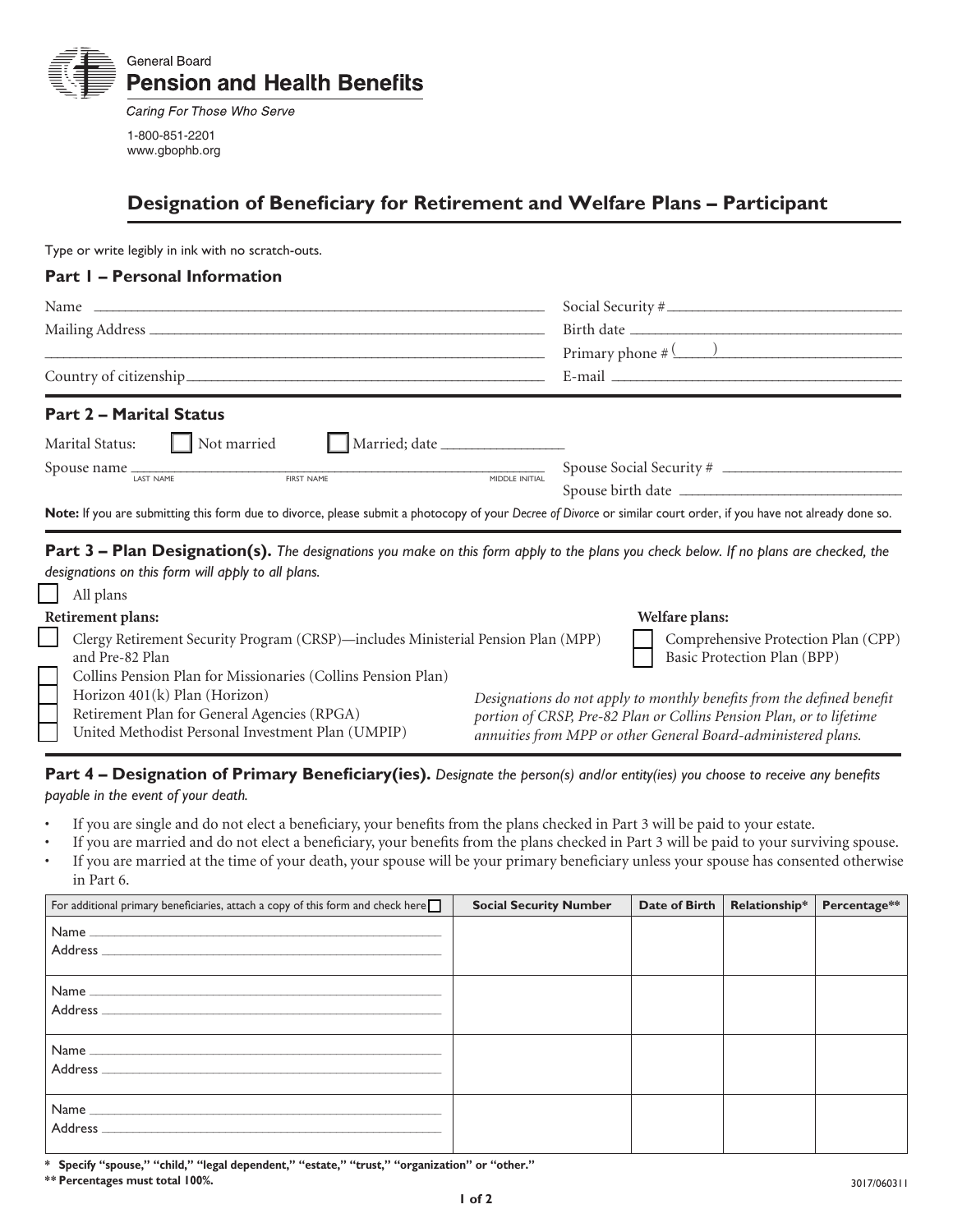General Board
**Pension and Health Benefits**

*Caring For Those Who Serve*

1-800-851-2201
www.gbophb.org

# Designation of Beneficiary for Retirement and Welfare Plans – Participant

Type or write legibly in ink with no scratch-outs.

## Part 1 – Personal Information

Name ____________________ Social Security # ____________________

Mailing Address ____________________ Birth date ____________________

____________________ Primary phone # (____) ____________________

Country of citizenship ____________________ E-mail ____________________

## Part 2 – Marital Status

Marital Status: ☐ Not married ☐ Married; date ____________

Spouse name ____________________ (LAST NAME, FIRST NAME, MIDDLE INITIAL) Spouse Social Security # ____________________

Spouse birth date ____________________

**Note:** If you are submitting this form due to divorce, please submit a photocopy of your *Decree of Divorce* or similar court order, if you have not already done so.

## Part 3 – Plan Designation(s). *The designations you make on this form apply to the plans you check below. If no plans are checked, the designations on this form will apply to all plans.*

☐ All plans

**Retirement plans:**

☐ Clergy Retirement Security Program (CRSP)—includes Ministerial Pension Plan (MPP) and Pre-82 Plan
☐ Collins Pension Plan for Missionaries (Collins Pension Plan)
☐ Horizon 401(k) Plan (Horizon)
☐ Retirement Plan for General Agencies (RPGA)
☐ United Methodist Personal Investment Plan (UMPIP)

**Welfare plans:**

☐ Comprehensive Protection Plan (CPP)
☐ Basic Protection Plan (BPP)

*Designations do not apply to monthly benefits from the defined benefit portion of CRSP, Pre-82 Plan or Collins Pension Plan, or to lifetime annuities from MPP or other General Board-administered plans.*

## Part 4 – Designation of Primary Beneficiary(ies). *Designate the person(s) and/or entity(ies) you choose to receive any benefits payable in the event of your death.*

- If you are single and do not elect a beneficiary, your benefits from the plans checked in Part 3 will be paid to your estate.
- If you are married and do not elect a beneficiary, your benefits from the plans checked in Part 3 will be paid to your surviving spouse.
- If you are married at the time of your death, your spouse will be your primary beneficiary unless your spouse has consented otherwise in Part 6.

| For additional primary beneficiaries, attach a copy of this form and check here ☐ | Social Security Number | Date of Birth | Relationship* | Percentage** |
|---|---|---|---|---|
| Name ____________ Address ____________ | | | | |
| Name ____________ Address ____________ | | | | |
| Name ____________ Address ____________ | | | | |
| Name ____________ Address ____________ | | | | |

**\* Specify "spouse," "child," "legal dependent," "estate," "trust," "organization" or "other."**
**\*\* Percentages must total 100%.**

3017/060311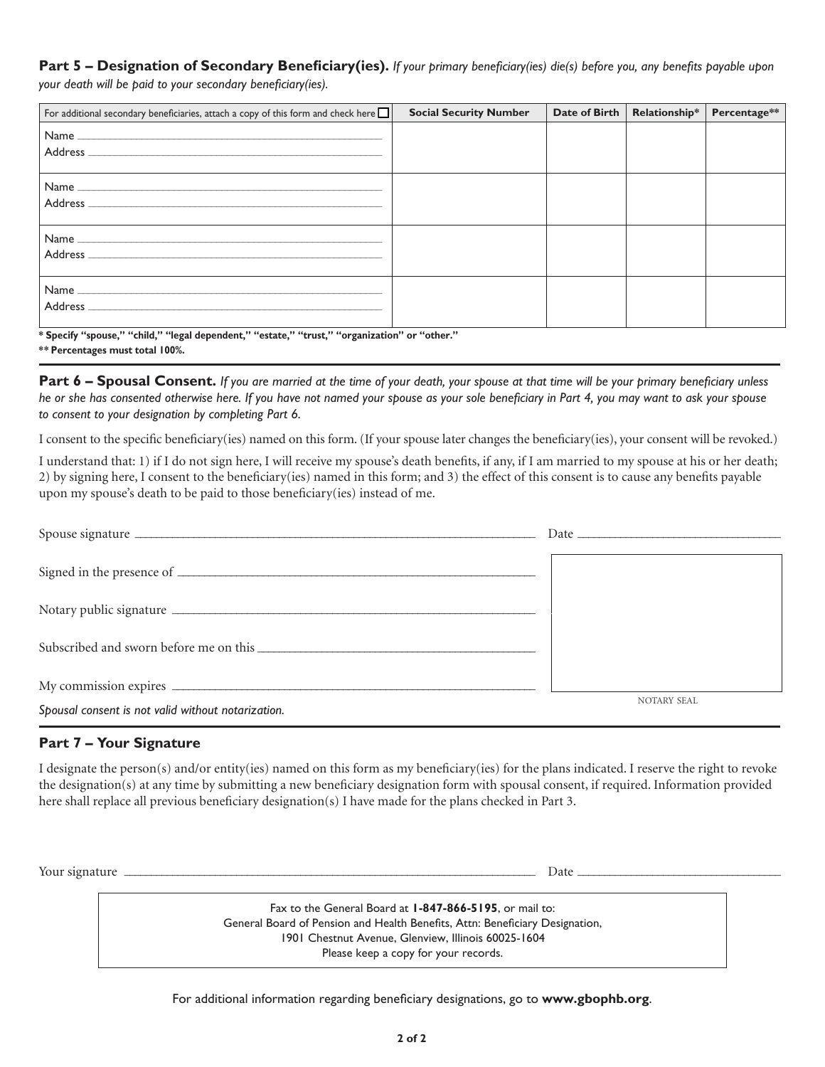**Part 5 – Designation of Secondary Beneficiary(ies).** *If your primary beneficiary(ies) die(s) before you, any benefits payable upon your death will be paid to your secondary beneficiary(ies).*

| For additional secondary beneficiaries, attach a copy of this form and check here ☐ | Social Security Number | Date of Birth | Relationship* | Percentage** |
|---|---|---|---|---|
| Name ___<br>Address ___ | | | | |
| Name ___<br>Address ___ | | | | |
| Name ___<br>Address ___ | | | | |
| Name ___<br>Address ___ | | | | |

**\* Specify "spouse," "child," "legal dependent," "estate," "trust," "organization" or "other."**

**\*\* Percentages must total 100%.**

**Part 6 – Spousal Consent.** *If you are married at the time of your death, your spouse at that time will be your primary beneficiary unless he or she has consented otherwise here. If you have not named your spouse as your sole beneficiary in Part 4, you may want to ask your spouse to consent to your designation by completing Part 6.*

I consent to the specific beneficiary(ies) named on this form. (If your spouse later changes the beneficiary(ies), your consent will be revoked.)

I understand that: 1) if I do not sign here, I will receive my spouse's death benefits, if any, if I am married to my spouse at his or her death; 2) by signing here, I consent to the beneficiary(ies) named in this form; and 3) the effect of this consent is to cause any benefits payable upon my spouse's death to be paid to those beneficiary(ies) instead of me.

Spouse signature ___________________________ Date _______________

Signed in the presence of ___________________________

Notary public signature ___________________________

Subscribed and sworn before me on this ___________________________

My commission expires ___________________________

NOTARY SEAL

*Spousal consent is not valid without notarization.*

## Part 7 – Your Signature

I designate the person(s) and/or entity(ies) named on this form as my beneficiary(ies) for the plans indicated. I reserve the right to revoke the designation(s) at any time by submitting a new beneficiary designation form with spousal consent, if required. Information provided here shall replace all previous beneficiary designation(s) I have made for the plans checked in Part 3.

Your signature ___________________________ Date _______________

Fax to the General Board at **1-847-866-5195**, or mail to:
General Board of Pension and Health Benefits, Attn: Beneficiary Designation,
1901 Chestnut Avenue, Glenview, Illinois 60025-1604
Please keep a copy for your records.

For additional information regarding beneficiary designations, go to **www.gbophb.org**.